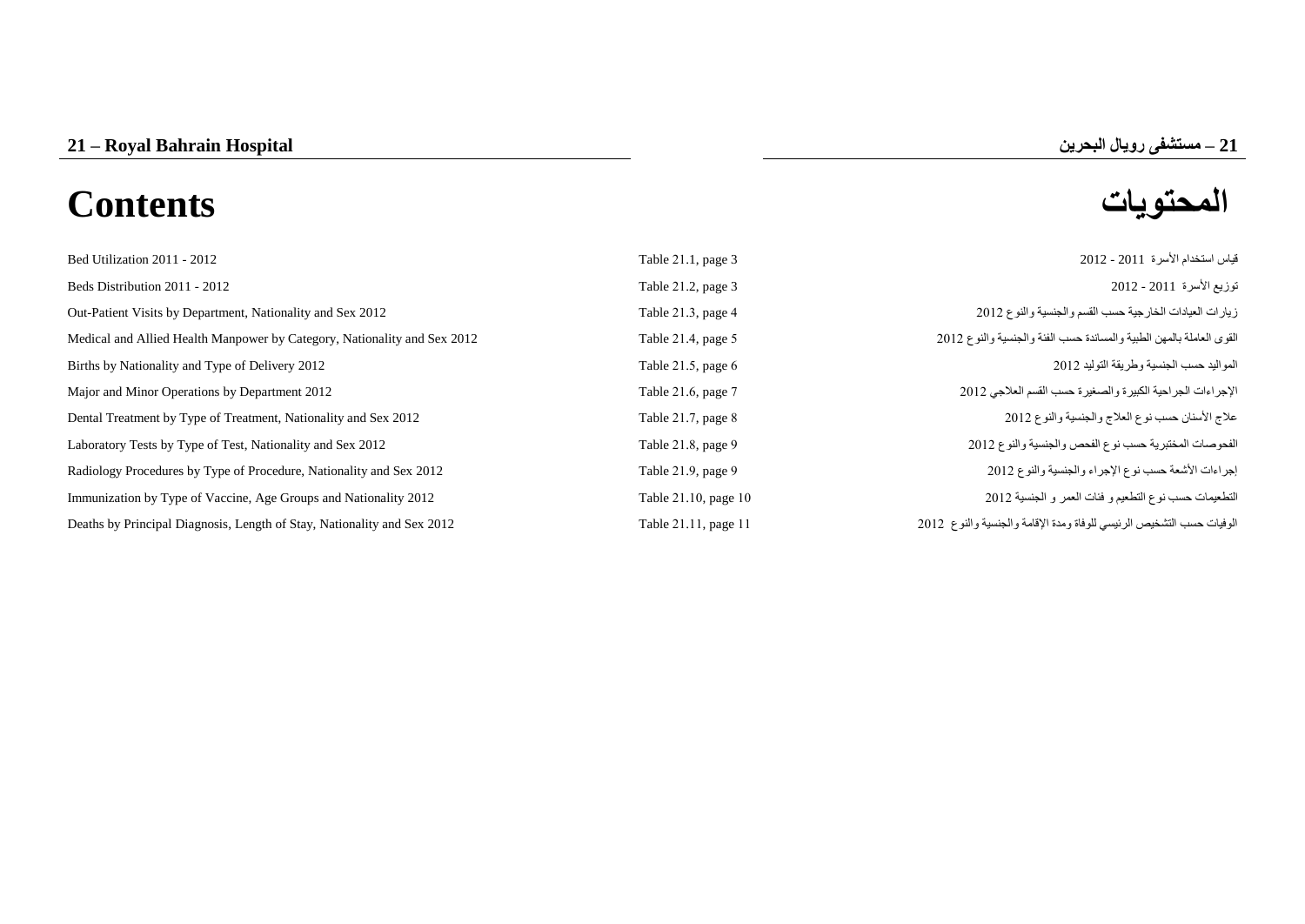## 21 – Royal Bahrain Hospital

## 21 – مستشفى رويال البحرين

# Contents

# المحتويات

| Contents | Table | المحتويات |
|---|---|---|
| Bed Utilization 2011 - 2012 | Table 21.1, page 3 | قياس استخدام الأسرة 2011 - 2012 |
| Beds Distribution 2011 - 2012 | Table 21.2, page 3 | توزيع الأسرة 2011 - 2012 |
| Out-Patient Visits by Department, Nationality and Sex 2012 | Table 21.3, page 4 | زيارات العيادات الخارجية حسب القسم والجنسية والنوع 2012 |
| Medical and Allied Health Manpower by Category, Nationality and Sex 2012 | Table 21.4, page 5 | القوى العاملة بالمهن الطبية والمساندة حسب الفئة والجنسية والنوع 2012 |
| Births by Nationality and Type of Delivery 2012 | Table 21.5, page 6 | المواليد حسب الجنسية وطريقة التوليد 2012 |
| Major and Minor Operations by Department 2012 | Table 21.6, page 7 | الإجراءات الجراحية الكبيرة والصغيرة حسب القسم العلاجي 2012 |
| Dental Treatment by Type of Treatment, Nationality and Sex 2012 | Table 21.7, page 8 | علاج الأسنان حسب نوع العلاج والجنسية والنوع 2012 |
| Laboratory Tests by Type of Test, Nationality and Sex 2012 | Table 21.8, page 9 | الفحوصات المختبرية حسب نوع الفحص والجنسية والنوع 2012 |
| Radiology Procedures by Type of Procedure, Nationality and Sex 2012 | Table 21.9, page 9 | إجراءات الأشعة حسب نوع الإجراء والجنسية والنوع 2012 |
| Immunization by Type of Vaccine, Age Groups and Nationality 2012 | Table 21.10, page 10 | التطعيمات حسب نوع التطعيم و فئات العمر و الجنسية 2012 |
| Deaths by Principal Diagnosis, Length of Stay, Nationality and Sex 2012 | Table 21.11, page 11 | الوفيات حسب التشخيص الرئيسي للوفاة ومدة الإقامة والجنسية والنوع 2012 |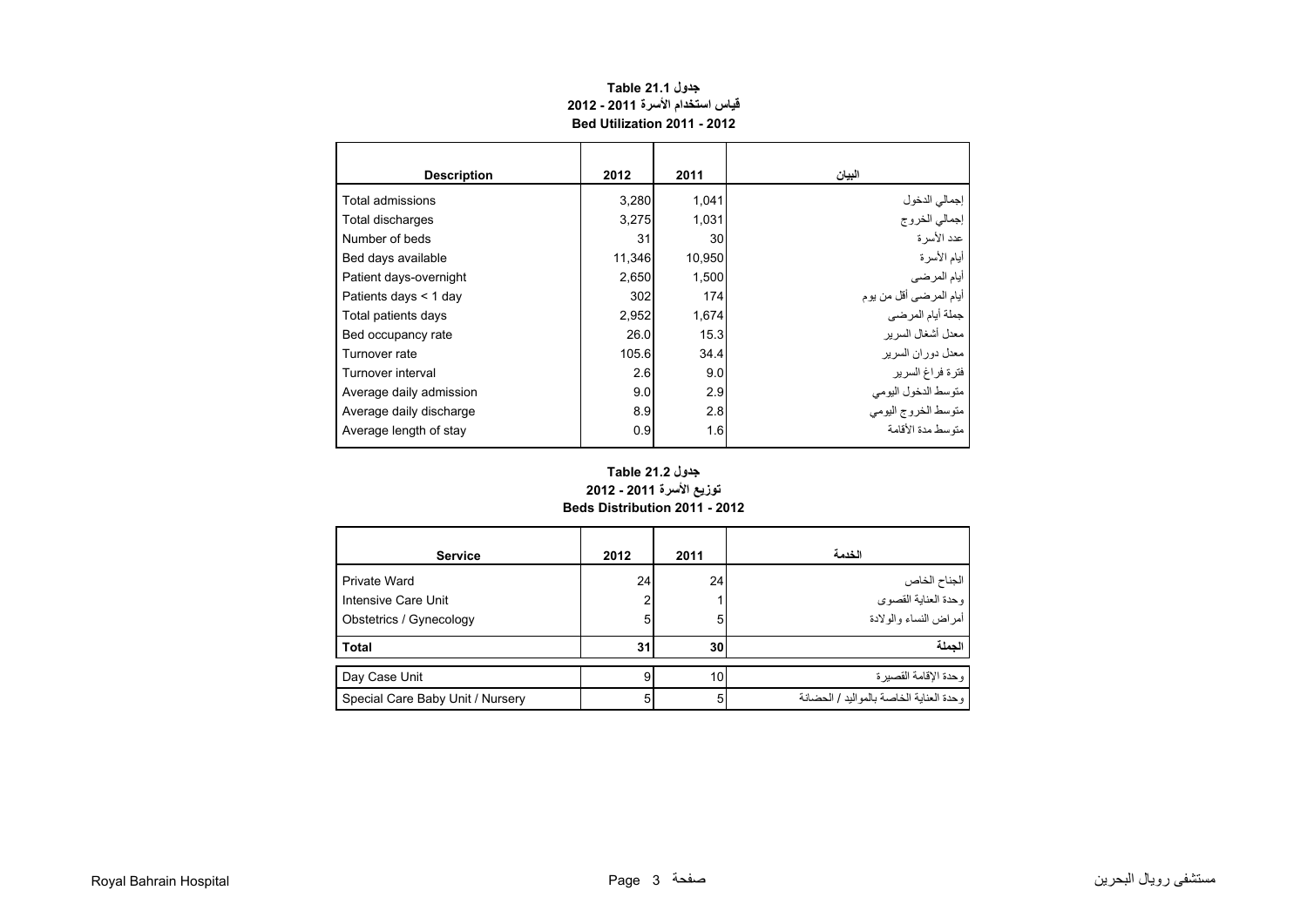**جدول Table 21.1**

**قياس استخدام الأسرة 2011 - 2012**

**Bed Utilization 2011 - 2012**

| Description | 2012 | 2011 | البيان |
|---|---|---|---|
| Total admissions | 3,280 | 1,041 | إجمالي الدخول |
| Total discharges | 3,275 | 1,031 | إجمالي الخروج |
| Number of beds | 31 | 30 | عدد الأسرة |
| Bed days available | 11,346 | 10,950 | أيام الأسرة |
| Patient days-overnight | 2,650 | 1,500 | أيام المرضى |
| Patients days < 1 day | 302 | 174 | أيام المرضى أقل من يوم |
| Total patients days | 2,952 | 1,674 | جملة أيام المرضى |
| Bed occupancy rate | 26.0 | 15.3 | معدل أشغال السرير |
| Turnover rate | 105.6 | 34.4 | معدل دوران السرير |
| Turnover interval | 2.6 | 9.0 | فترة فراغ السرير |
| Average daily admission | 9.0 | 2.9 | متوسط الدخول اليومي |
| Average daily discharge | 8.9 | 2.8 | متوسط الخروج اليومي |
| Average length of stay | 0.9 | 1.6 | متوسط مدة الأقامة |

**جدول Table 21.2**

**توزيع الأسرة 2011 - 2012**

**Beds Distribution 2011 - 2012**

| Service | 2012 | 2011 | الخدمة |
|---|---|---|---|
| Private Ward | 24 | 24 | الجناح الخاص |
| Intensive Care Unit | 2 | 1 | وحدة العناية القصوى |
| Obstetrics / Gynecology | 5 | 5 | أمراض النساء والولادة |
| **Total** | **31** | **30** | **الجملة** |
| Day Case Unit | 9 | 10 | وحدة الإقامة القصيرة |
| Special Care Baby Unit / Nursery | 5 | 5 | وحدة العناية الخاصة بالمواليد / الحضانة |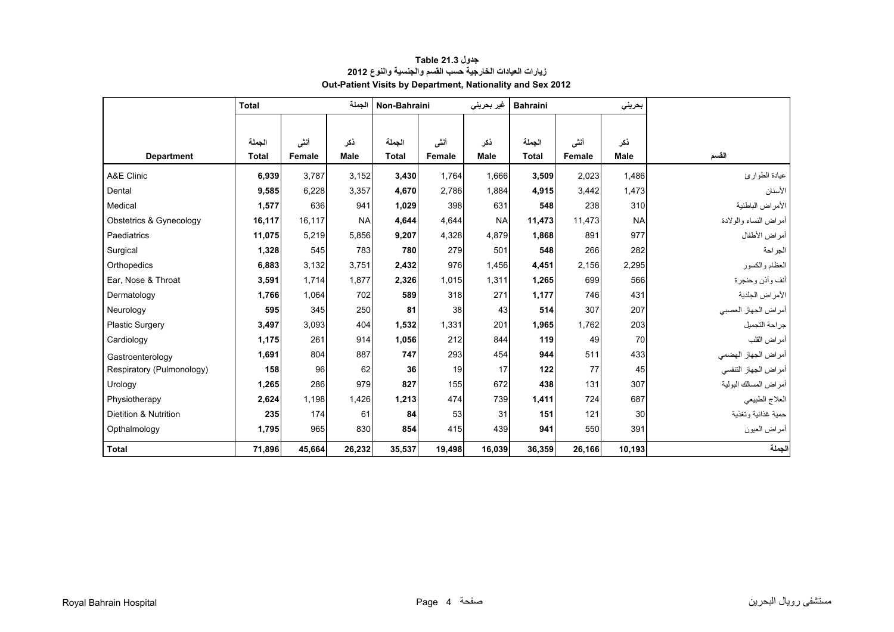# جدول 21.3 Table
## زيارات العيادات الخارجية حسب القسم والجنسية والنوع 2012
## Out-Patient Visits by Department, Nationality and Sex 2012

| | Total | | الجملة | Non-Bahraini | | غير بحريني | Bahraini | | بحريني | |
|---|---|---|---|---|---|---|---|---|---|---|
| Department | الجملة Total | أنثى Female | ذكر Male | الجملة Total | أنثى Female | ذكر Male | الجملة Total | أنثى Female | ذكر Male | القسم |
| A&E Clinic | **6,939** | 3,787 | 3,152 | **3,430** | 1,764 | 1,666 | **3,509** | 2,023 | 1,486 | عيادة الطوارئ |
| Dental | **9,585** | 6,228 | 3,357 | **4,670** | 2,786 | 1,884 | **4,915** | 3,442 | 1,473 | الأسنان |
| Medical | **1,577** | 636 | 941 | **1,029** | 398 | 631 | **548** | 238 | 310 | الأمراض الباطنية |
| Obstetrics & Gynecology | **16,117** | 16,117 | NA | **4,644** | 4,644 | NA | **11,473** | 11,473 | NA | أمراض النساء والولادة |
| Paediatrics | **11,075** | 5,219 | 5,856 | **9,207** | 4,328 | 4,879 | **1,868** | 891 | 977 | أمراض الأطفال |
| Surgical | **1,328** | 545 | 783 | **780** | 279 | 501 | **548** | 266 | 282 | الجراحة |
| Orthopedics | **6,883** | 3,132 | 3,751 | **2,432** | 976 | 1,456 | **4,451** | 2,156 | 2,295 | العظام والكسور |
| Ear, Nose & Throat | **3,591** | 1,714 | 1,877 | **2,326** | 1,015 | 1,311 | **1,265** | 699 | 566 | أنف وأذن وحنجرة |
| Dermatology | **1,766** | 1,064 | 702 | **589** | 318 | 271 | **1,177** | 746 | 431 | الأمراض الجلدية |
| Neurology | **595** | 345 | 250 | **81** | 38 | 43 | **514** | 307 | 207 | أمراض الجهاز العصبي |
| Plastic Surgery | **3,497** | 3,093 | 404 | **1,532** | 1,331 | 201 | **1,965** | 1,762 | 203 | جراحة التجميل |
| Cardiology | **1,175** | 261 | 914 | **1,056** | 212 | 844 | **119** | 49 | 70 | أمراض القلب |
| Gastroenterology | **1,691** | 804 | 887 | **747** | 293 | 454 | **944** | 511 | 433 | أمراض الجهاز الهضمي |
| Respiratory (Pulmonology) | **158** | 96 | 62 | **36** | 19 | 17 | **122** | 77 | 45 | أمراض الجهاز التنفسي |
| Urology | **1,265** | 286 | 979 | **827** | 155 | 672 | **438** | 131 | 307 | أمراض المسالك البولية |
| Physiotherapy | **2,624** | 1,198 | 1,426 | **1,213** | 474 | 739 | **1,411** | 724 | 687 | العلاج الطبيعي |
| Dietition & Nutrition | **235** | 174 | 61 | **84** | 53 | 31 | **151** | 121 | 30 | حمية غذائية وتغذية |
| Opthalmology | **1,795** | 965 | 830 | **854** | 415 | 439 | **941** | 550 | 391 | أمراض العيون |
| **Total** | **71,896** | **45,664** | **26,232** | **35,537** | **19,498** | **16,039** | **36,359** | **26,166** | **10,193** | **الجملة** |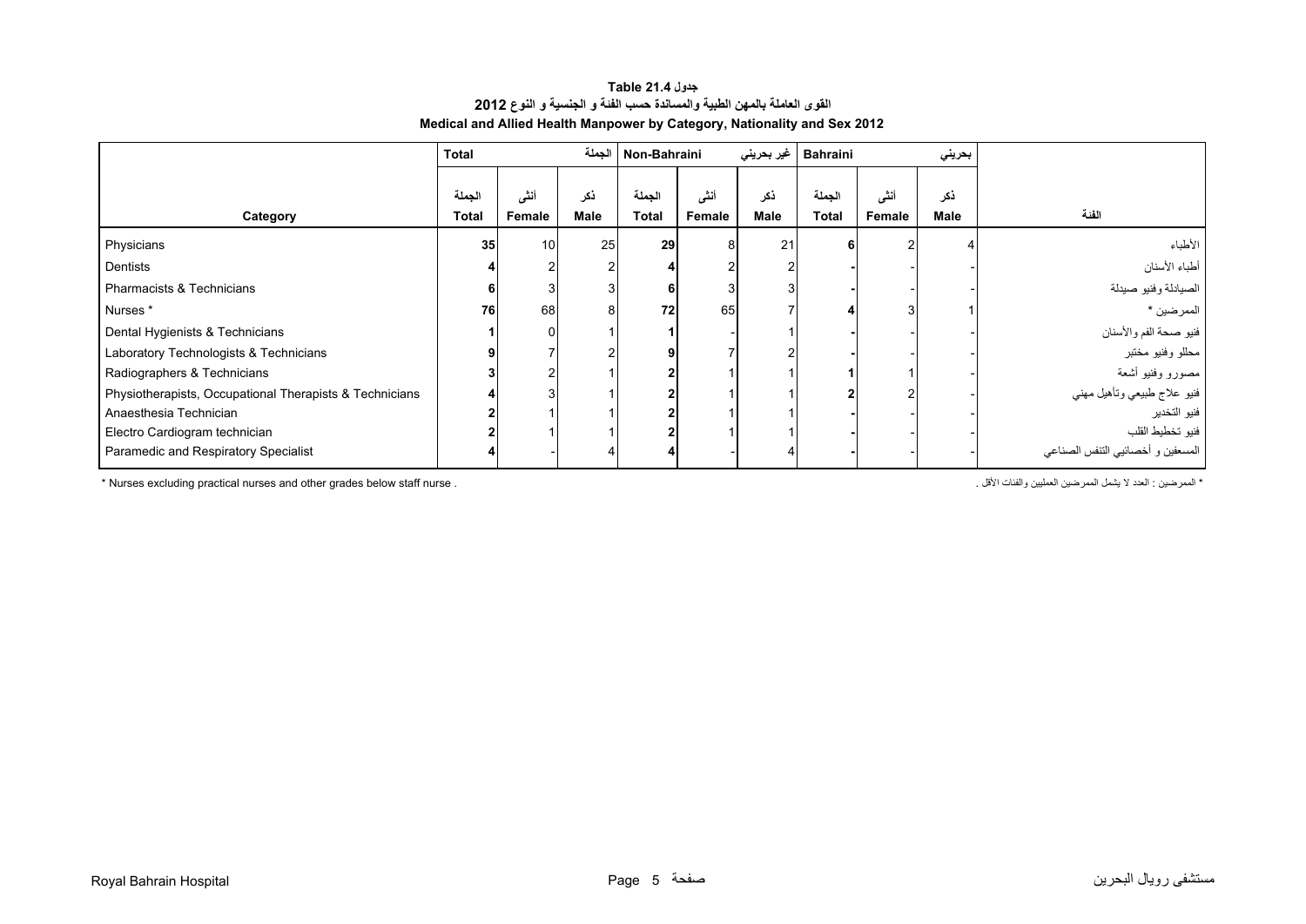**جدول Table 21.4**

**القوى العاملة بالمهن الطبية والمساندة حسب الفئة و الجنسية و النوع 2012**

**Medical and Allied Health Manpower by Category, Nationality and Sex 2012**

| | Total | | الجملة | Non-Bahraini | | غير بحريني | Bahraini | | بحريني | |
|---|---|---|---|---|---|---|---|---|---|---|
| Category | الجملة Total | أنثى Female | ذكر Male | الجملة Total | أنثى Female | ذكر Male | الجملة Total | أنثى Female | ذكر Male | الفئة |
| Physicians | 35 | 10 | 25 | 29 | 8 | 21 | 6 | 2 | 4 | الأطباء |
| Dentists | 4 | 2 | 2 | 4 | 2 | 2 | - | - | - | أطباء الأسنان |
| Pharmacists & Technicians | 6 | 3 | 3 | 6 | 3 | 3 | - | - | - | الصيادلة وفنيو صيدلة |
| Nurses * | 76 | 68 | 8 | 72 | 65 | 7 | 4 | 3 | 1 | الممرضين * |
| Dental Hygienists & Technicians | 1 | 0 | 1 | 1 | - | 1 | - | - | - | فنيو صحة الفم والأسنان |
| Laboratory Technologists & Technicians | 9 | 7 | 2 | 9 | 7 | 2 | - | - | - | محللو وفنيو مختبر |
| Radiographers & Technicians | 3 | 2 | 1 | 2 | 1 | 1 | 1 | 1 | - | مصورو وفنيو أشعة |
| Physiotherapists, Occupational Therapists & Technicians | 4 | 3 | 1 | 2 | 1 | 1 | 2 | 2 | - | فنيو علاج طبيعي وتأهيل مهني |
| Anaesthesia Technician | 2 | 1 | 1 | 2 | 1 | 1 | - | - | - | فنيو التخدير |
| Electro Cardiogram technician | 2 | 1 | 1 | 2 | 1 | 1 | - | - | - | فنيو تخطيط القلب |
| Paramedic and Respiratory Specialist | 4 | - | 4 | 4 | - | 4 | - | - | - | المسعفين و أخصائيي التنفس الصناعي |

* Nurses excluding practical nurses and other grades below staff nurse .

* الممرضين : العدد لا يشمل الممرضين العمليين والفئات الأقل .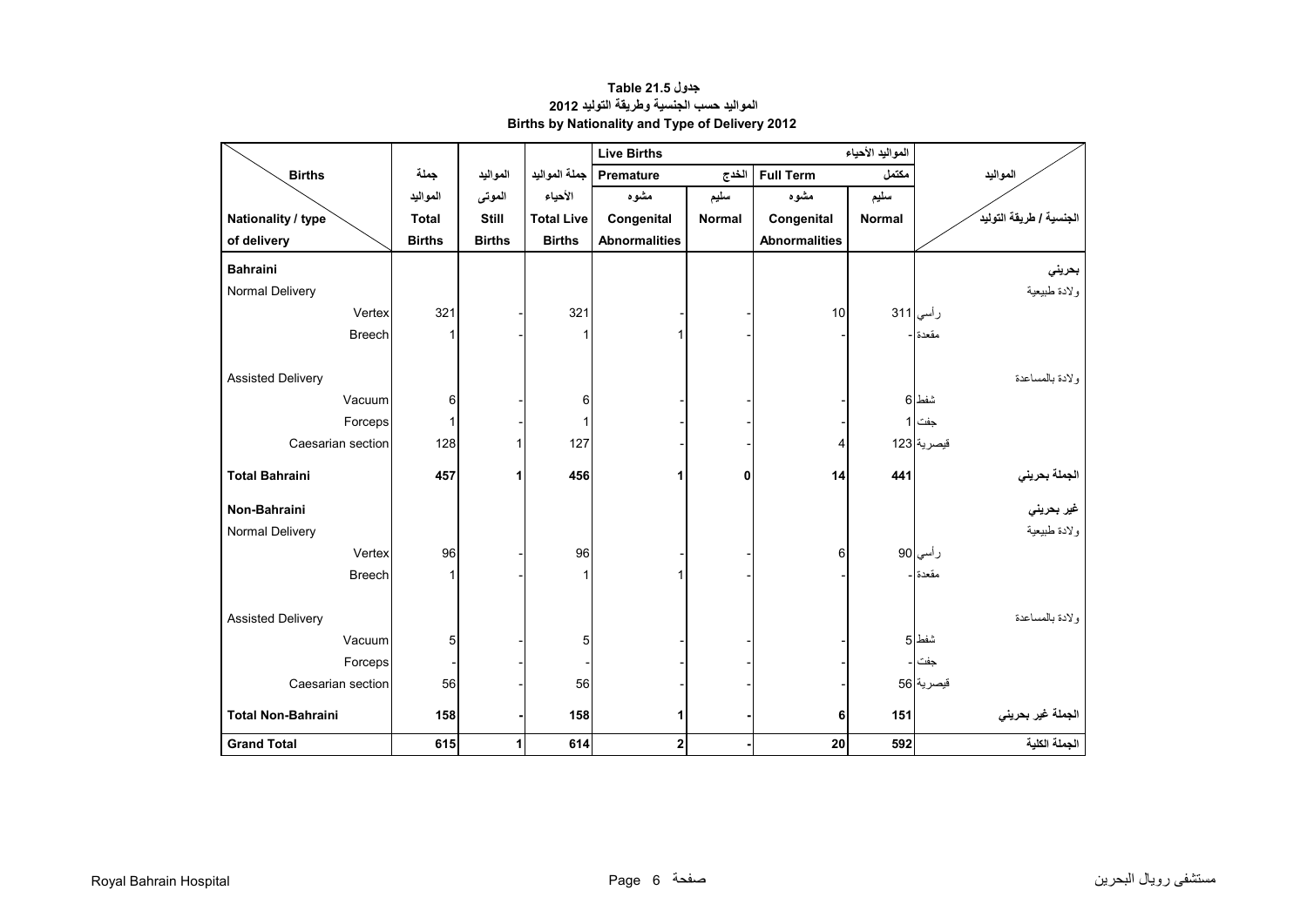**جدول 21.5 Table**

**المواليد حسب الجنسية وطريقة التوليد 2012**

**Births by Nationality and Type of Delivery 2012**

| Births / Nationality / type of delivery | جملة المواليد Total Births | المواليد الموتى Still Births | جملة المواليد الأحياء Total Live Births | Live Births المواليد الأحياء — Premature الخدج — مشوه Congenital Abnormalities | Premature الخدج — سليم Normal | Full Term مكتمل — مشوه Congenital Abnormalities | Full Term مكتمل — سليم Normal | المواليد / الجنسية / طريقة التوليد |
|---|---|---|---|---|---|---|---|---|
| **Bahraini** | | | | | | | | **بحريني** |
| Normal Delivery | | | | | | | | ولادة طبيعية |
| Vertex | 321 | - | 321 | - | - | 10 | 311 | رأسي |
| Breech | 1 | - | 1 | 1 | - | - | - | مقعدة |
| Assisted Delivery | | | | | | | | ولادة بالمساعدة |
| Vacuum | 6 | - | 6 | - | - | - | 6 | شفط |
| Forceps | 1 | - | 1 | - | - | - | 1 | جفت |
| Caesarian section | 128 | 1 | 127 | - | - | 4 | 123 | قيصرية |
| **Total Bahraini** | **457** | **1** | **456** | **1** | **0** | **14** | **441** | **الجملة بحريني** |
| **Non-Bahraini** | | | | | | | | **غير بحريني** |
| Normal Delivery | | | | | | | | ولادة طبيعية |
| Vertex | 96 | - | 96 | - | - | 6 | 90 | رأسي |
| Breech | 1 | - | 1 | 1 | - | - | - | مقعدة |
| Assisted Delivery | | | | | | | | ولادة بالمساعدة |
| Vacuum | 5 | - | 5 | - | - | - | 5 | شفط |
| Forceps | - | - | - | - | - | - | - | جفت |
| Caesarian section | 56 | - | 56 | - | - | - | 56 | قيصرية |
| **Total Non-Bahraini** | **158** | **-** | **158** | **1** | **-** | **6** | **151** | **الجملة غير بحريني** |
| **Grand Total** | **615** | **1** | **614** | **2** | **-** | **20** | **592** | **الجملة الكلية** |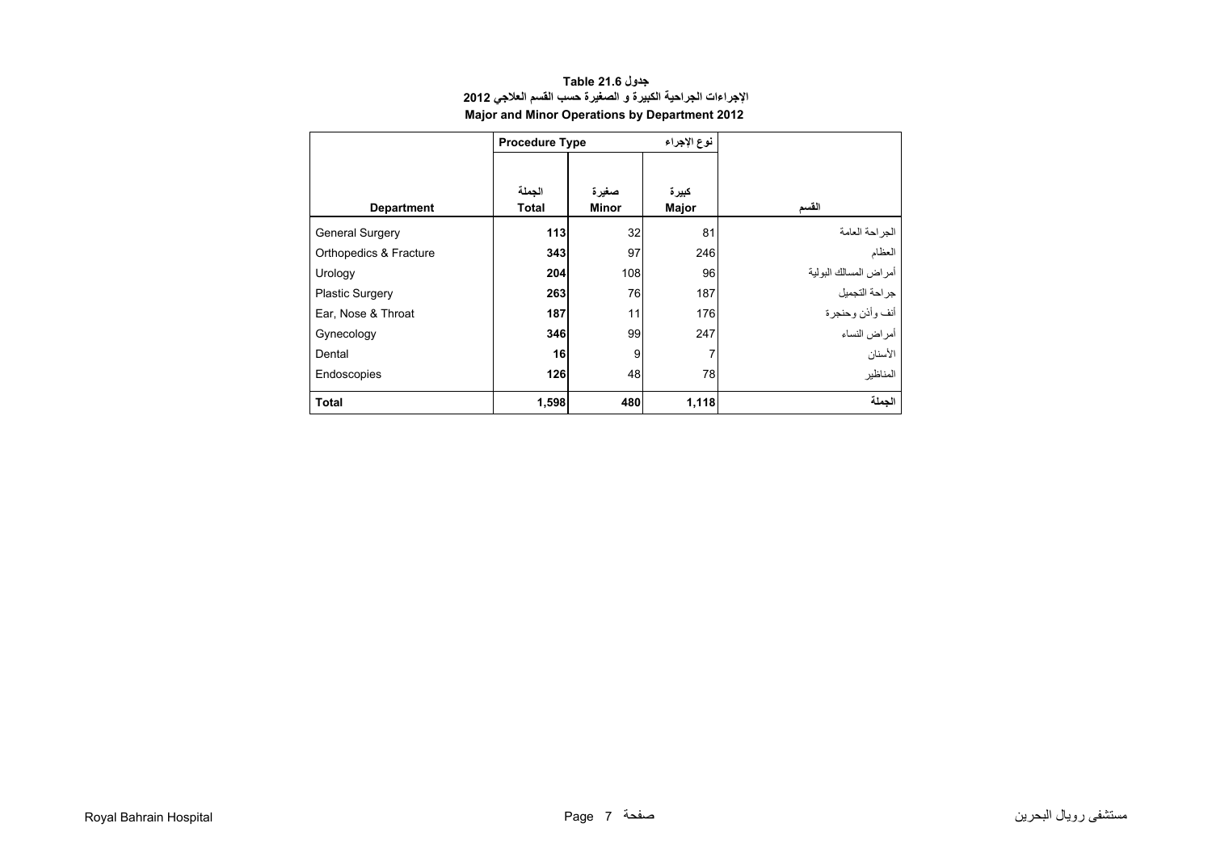**جدول Table 21.6**

**الإجراءات الجراحية الكبيرة و الصغيرة حسب القسم العلاجي 2012**

**Major and Minor Operations by Department 2012**

| | Procedure Type | | نوع الإجراء | |
|---|---|---|---|---|
| **Department** | **الجملة Total** | **صغيرة Minor** | **كبيرة Major** | **القسم** |
| General Surgery | **113** | 32 | 81 | الجراحة العامة |
| Orthopedics & Fracture | **343** | 97 | 246 | العظام |
| Urology | **204** | 108 | 96 | أمراض المسالك البولية |
| Plastic Surgery | **263** | 76 | 187 | جراحة التجميل |
| Ear, Nose & Throat | **187** | 11 | 176 | أنف وأذن وحنجرة |
| Gynecology | **346** | 99 | 247 | أمراض النساء |
| Dental | **16** | 9 | 7 | الأسنان |
| Endoscopies | **126** | 48 | 78 | المناظير |
| **Total** | **1,598** | **480** | **1,118** | **الجملة** |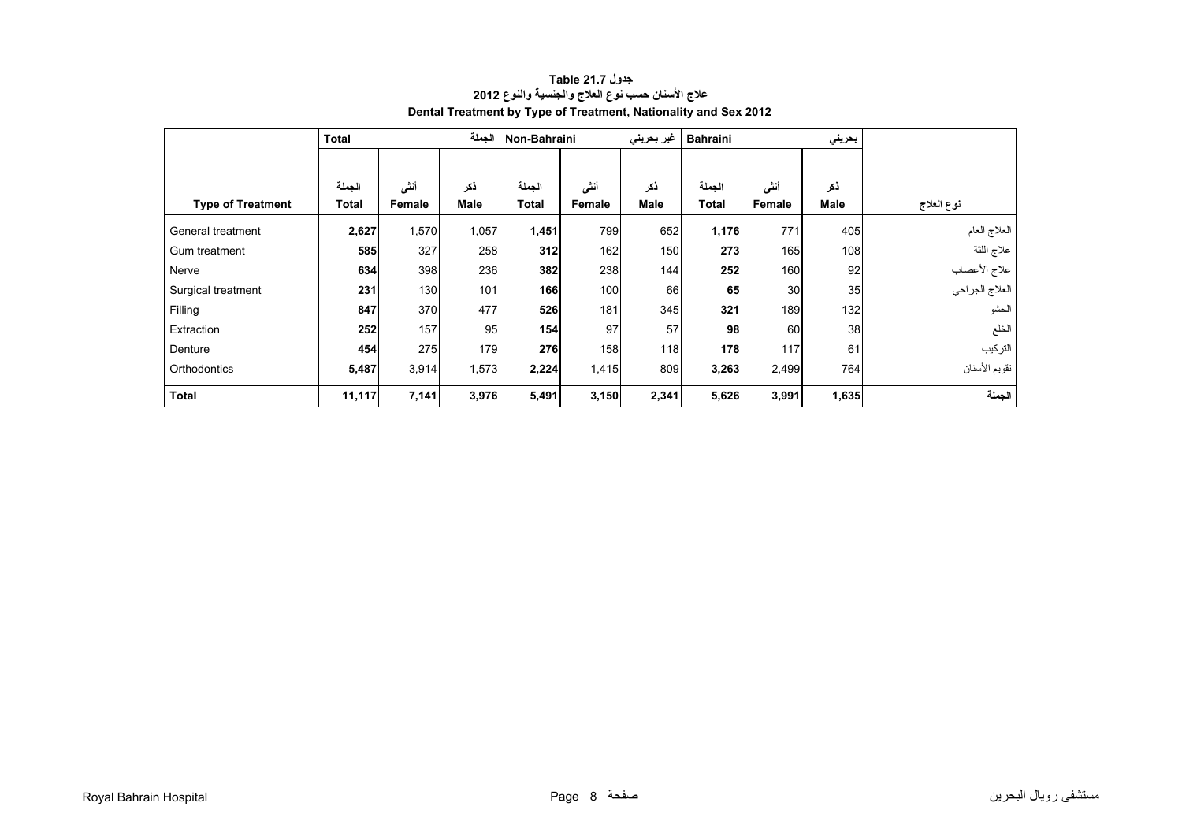**جدول 21.7 Table**

**علاج الأسنان حسب نوع العلاج والجنسية والنوع 2012**

**Dental Treatment by Type of Treatment, Nationality and Sex 2012**

| | Total | | الجملة | Non-Bahraini | | غير بحريني | Bahraini | | بحريني | |
|---|---|---|---|---|---|---|---|---|---|---|
| **Type of Treatment** | الجملة **Total** | أنثى **Female** | ذكر **Male** | الجملة **Total** | أنثى **Female** | ذكر **Male** | الجملة **Total** | أنثى **Female** | ذكر **Male** | **نوع العلاج** |
| General treatment | **2,627** | 1,570 | 1,057 | **1,451** | 799 | 652 | **1,176** | 771 | 405 | العلاج العام |
| Gum treatment | **585** | 327 | 258 | **312** | 162 | 150 | **273** | 165 | 108 | علاج اللثة |
| Nerve | **634** | 398 | 236 | **382** | 238 | 144 | **252** | 160 | 92 | علاج الأعصاب |
| Surgical treatment | **231** | 130 | 101 | **166** | 100 | 66 | **65** | 30 | 35 | العلاج الجراحي |
| Filling | **847** | 370 | 477 | **526** | 181 | 345 | **321** | 189 | 132 | الحشو |
| Extraction | **252** | 157 | 95 | **154** | 97 | 57 | **98** | 60 | 38 | الخلع |
| Denture | **454** | 275 | 179 | **276** | 158 | 118 | **178** | 117 | 61 | التركيب |
| Orthodontics | **5,487** | 3,914 | 1,573 | **2,224** | 1,415 | 809 | **3,263** | 2,499 | 764 | تقويم الأسنان |
| **Total** | **11,117** | **7,141** | **3,976** | **5,491** | **3,150** | **2,341** | **5,626** | **3,991** | **1,635** | **الجملة** |

Royal Bahrain Hospital | مستشفى رويال البحرين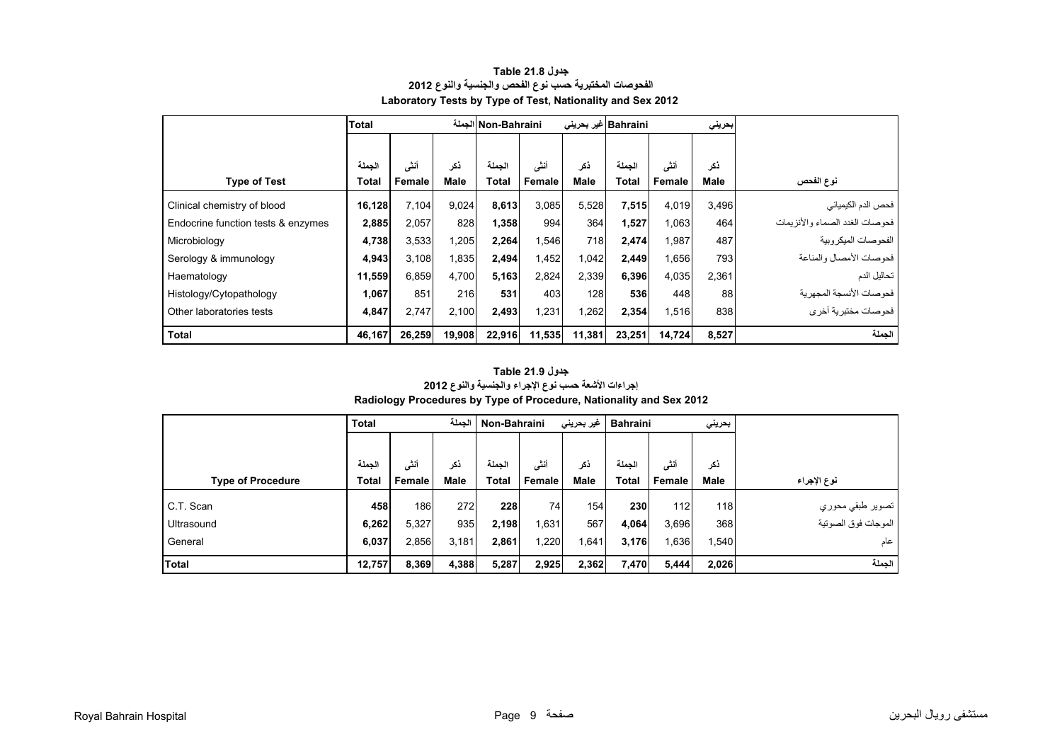**جدول Table 21.8**

**الفحوصات المختبرية حسب نوع الفحص والجنسية والنوع 2012**

**Laboratory Tests by Type of Test, Nationality and Sex 2012**

| | Total | | الجملة | Non-Bahraini | | غير بحريني | Bahraini | | بحريني | |
|---|---|---|---|---|---|---|---|---|---|---|
| **Type of Test** | الجملة **Total** | أنثى **Female** | ذكر **Male** | الجملة **Total** | أنثى **Female** | ذكر **Male** | الجملة **Total** | أنثى **Female** | ذكر **Male** | **نوع الفحص** |
| Clinical chemistry of blood | **16,128** | 7,104 | 9,024 | **8,613** | 3,085 | 5,528 | **7,515** | 4,019 | 3,496 | فحص الدم الكيمياني |
| Endocrine function tests & enzymes | **2,885** | 2,057 | 828 | **1,358** | 994 | 364 | **1,527** | 1,063 | 464 | فحوصات الغدد الصماء والأنزيمات |
| Microbiology | **4,738** | 3,533 | 1,205 | **2,264** | 1,546 | 718 | **2,474** | 1,987 | 487 | الفحوصات الميكروبية |
| Serology & immunology | **4,943** | 3,108 | 1,835 | **2,494** | 1,452 | 1,042 | **2,449** | 1,656 | 793 | فحوصات الأمصال والمناعة |
| Haematology | **11,559** | 6,859 | 4,700 | **5,163** | 2,824 | 2,339 | **6,396** | 4,035 | 2,361 | تحاليل الدم |
| Histology/Cytopathology | **1,067** | 851 | 216 | **531** | 403 | 128 | **536** | 448 | 88 | فحوصات الأنسجة المجهرية |
| Other laboratories tests | **4,847** | 2,747 | 2,100 | **2,493** | 1,231 | 1,262 | **2,354** | 1,516 | 838 | فحوصات مختبرية أخرى |
| **Total** | **46,167** | **26,259** | **19,908** | **22,916** | **11,535** | **11,381** | **23,251** | **14,724** | **8,527** | **الجملة** |

**جدول Table 21.9**

**إجراءات الأشعة حسب نوع الإجراء والجنسية والنوع 2012**

**Radiology Procedures by Type of Procedure, Nationality and Sex 2012**

| | Total | | الجملة | Non-Bahraini | | غير بحريني | Bahraini | | بحريني | |
|---|---|---|---|---|---|---|---|---|---|---|
| **Type of Procedure** | الجملة **Total** | أنثى **Female** | ذكر **Male** | الجملة **Total** | أنثى **Female** | ذكر **Male** | الجملة **Total** | أنثى **Female** | ذكر **Male** | **نوع الإجراء** |
| C.T. Scan | **458** | 186 | 272 | **228** | 74 | 154 | **230** | 112 | 118 | تصوير طبقي محوري |
| Ultrasound | **6,262** | 5,327 | 935 | **2,198** | 1,631 | 567 | **4,064** | 3,696 | 368 | الموجات فوق الصوتية |
| General | **6,037** | 2,856 | 3,181 | **2,861** | 1,220 | 1,641 | **3,176** | 1,636 | 1,540 | عام |
| **Total** | **12,757** | **8,369** | **4,388** | **5,287** | **2,925** | **2,362** | **7,470** | **5,444** | **2,026** | **الجملة** |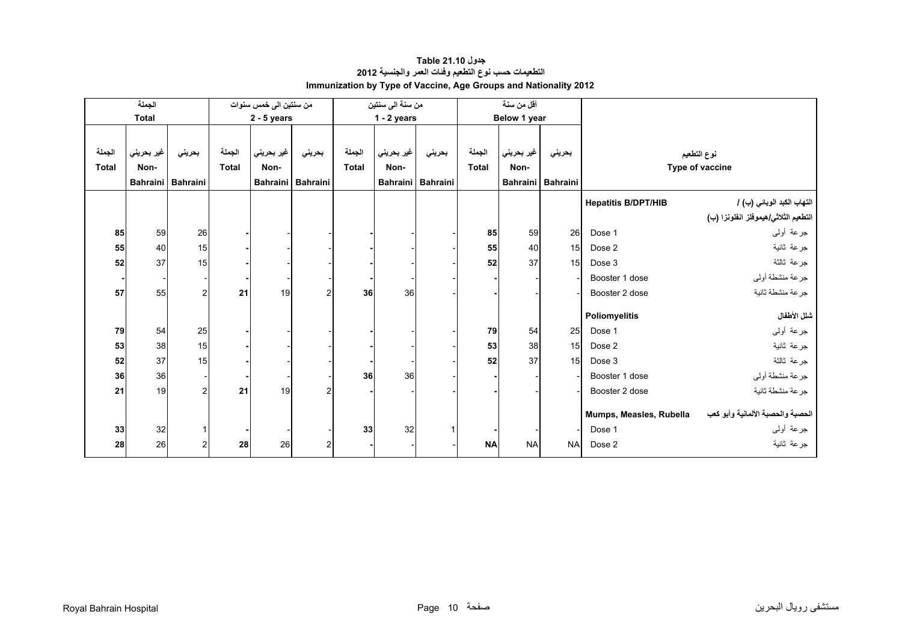# جدول 21.10 Table
## التطعيمات حسب نوع التطعيم وفئات العمر والجنسية 2012
## Immunization by Type of Vaccine, Age Groups and Nationality 2012

| الجملة Total | | | من سنتين الى خمس سنوات 2 - 5 years | | | من سنة الى سنتين 1 - 2 years | | | أقل من سنة Below 1 year | | | نوع التطعيم Type of vaccine | |
|---|---|---|---|---|---|---|---|---|---|---|---|---|---|
| الجملة Total | غير بحريني Non-Bahraini | بحريني Bahraini | الجملة Total | غير بحريني Non-Bahraini | بحريني Bahraini | الجملة Total | غير بحريني Non-Bahraini | بحريني Bahraini | الجملة Total | غير بحريني Non-Bahraini | بحريني Bahraini | | |
| | | | | | | | | | | | | **Hepatitis B/DPT/HIB** | **التهاب الكبد الوبائي (ب) / التطعيم الثلاثي/هيموفلز انفلونزا (ب)** |
| **85** | 59 | 26 | **-** | - | - | **-** | - | - | **85** | 59 | 26 | Dose 1 | جرعة أولى |
| **55** | 40 | 15 | **-** | - | - | **-** | - | - | **55** | 40 | 15 | Dose 2 | جرعة ثانية |
| **52** | 37 | 15 | **-** | - | - | **-** | - | - | **52** | 37 | 15 | Dose 3 | جرعة ثالثة |
| **-** | - | - | **-** | - | - | **-** | - | - | **-** | - | - | Booster 1 dose | جرعة منشطة أولى |
| **57** | 55 | 2 | **21** | 19 | 2 | **36** | 36 | - | **-** | - | - | Booster 2 dose | جرعة منشطة ثانية |
| | | | | | | | | | | | | **Poliomyelitis** | **شلل الأطفال** |
| **79** | 54 | 25 | **-** | - | - | **-** | - | - | **79** | 54 | 25 | Dose 1 | جرعة أولى |
| **53** | 38 | 15 | **-** | - | - | **-** | - | - | **53** | 38 | 15 | Dose 2 | جرعة ثانية |
| **52** | 37 | 15 | **-** | - | - | **-** | - | - | **52** | 37 | 15 | Dose 3 | جرعة ثالثة |
| **36** | 36 | - | **-** | - | - | **36** | 36 | - | **-** | - | - | Booster 1 dose | جرعة منشطة أولى |
| **21** | 19 | 2 | **21** | 19 | 2 | **-** | - | - | **-** | - | - | Booster 2 dose | جرعة منشطة ثانية |
| | | | | | | | | | | | | **Mumps, Measles, Rubella** | **الحصبة والحصبة الألمانية وأبو كعب** |
| **33** | 32 | 1 | **-** | - | - | **33** | 32 | 1 | **-** | - | - | Dose 1 | جرعة أولى |
| **28** | 26 | 2 | **28** | 26 | 2 | **-** | - | - | **NA** | NA | NA | Dose 2 | جرعة ثانية |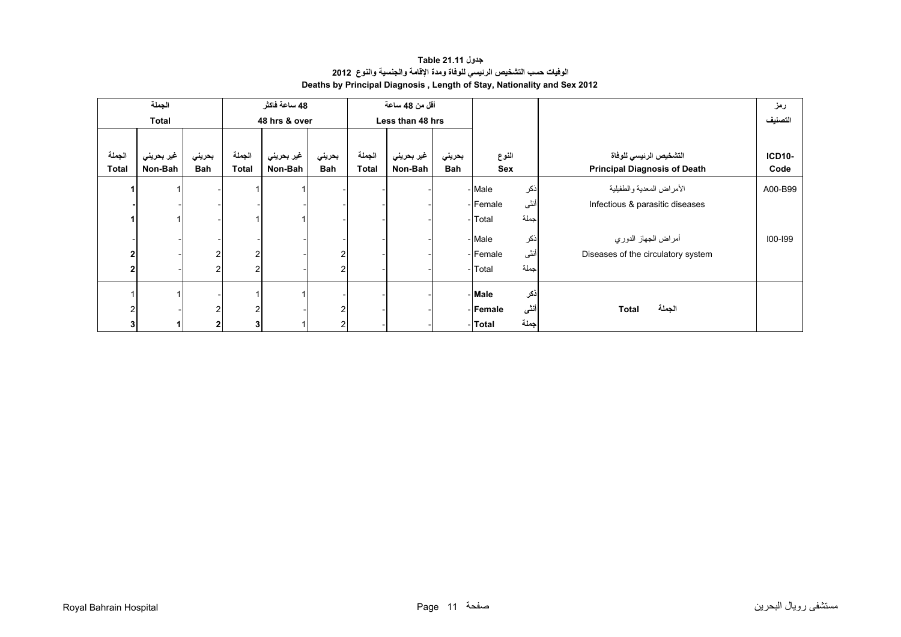**جدول Table 21.11**

**الوفيات حسب التشخيص الرئيسي للوفاة ومدة الإقامة والجنسية والنوع 2012**

**Deaths by Principal Diagnosis , Length of Stay, Nationality and Sex 2012**

| الجملة Total | | | 48 ساعة فاكثر 48 hrs & over | | | أقل من 48 ساعة Less than 48 hrs | | | | | | | |
|---|---|---|---|---|---|---|---|---|---|---|---|---|---|
| الجملة Total | غير بحريني Non-Bah | بحريني Bah | الجملة Total | غير بحريني Non-Bah | بحريني Bah | الجملة Total | غير بحريني Non-Bah | بحريني Bah | النوع Sex | | التشخيص الرئيسي للوفاة Principal Diagnosis of Death | | رمز التصنيف ICD10-Code |
| **1** | 1 | - | 1 | 1 | - | - | - | - | Male | ذكر | الأمراض المعدية والطفيلية | Infectious & parasitic diseases | A00-B99 |
| **-** | - | - | - | - | - | - | - | - | Female | أنثى | | | |
| **1** | 1 | - | 1 | 1 | - | - | - | - | Total | جملة | | | |
| - | - | - | - | - | - | - | - | - | Male | ذكر | أمراض الجهاز الدوري | Diseases of the circulatory system | I00-I99 |
| **2** | - | 2 | 2 | - | 2 | - | - | - | Female | أنثى | | | |
| **2** | - | 2 | 2 | - | 2 | - | - | - | Total | جملة | | | |
| 1 | 1 | - | 1 | 1 | - | - | - | - | **Male** | **ذكر** | | | |
| 2 | - | 2 | 2 | - | 2 | - | - | - | **Female** | **أنثى** | **Total** | **الجملة** | |
| **3** | **1** | **2** | **3** | 1 | 2 | - | - | - | **Total** | **جملة** | | | |

Royal Bahrain Hospital مستشفى رويال البحرين